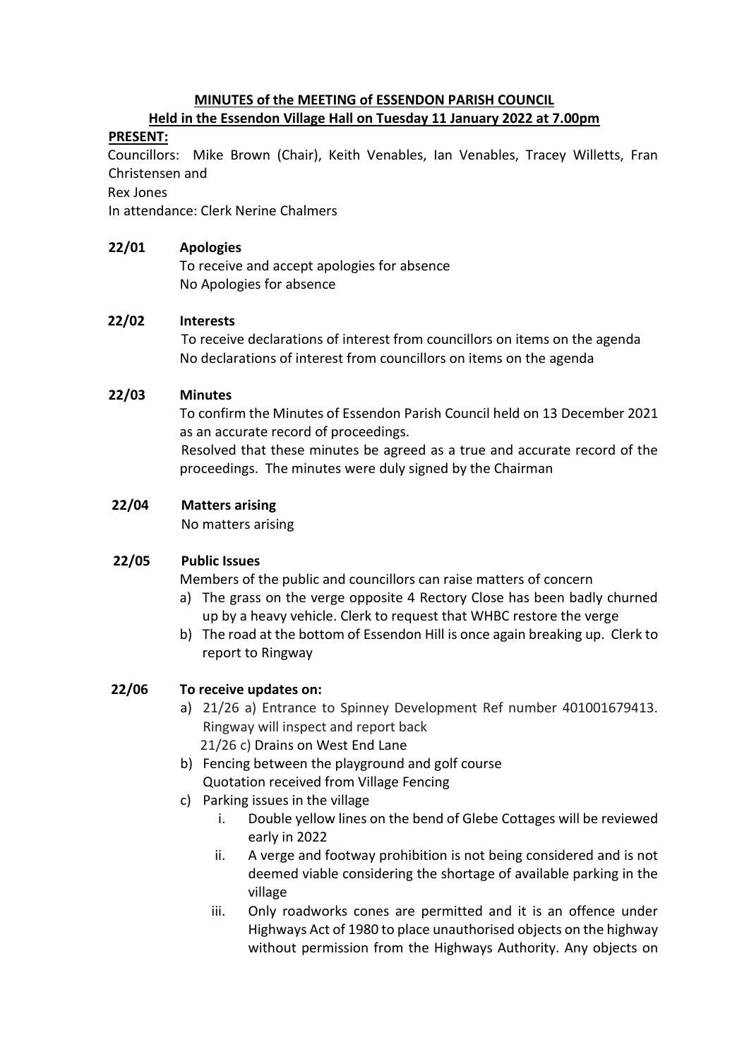**MINUTES of the MEETING of ESSENDON PARISH COUNCIL**
**Held in the Essendon Village Hall on Tuesday 11 January 2022 at 7.00pm**

**PRESENT:**

Councillors: Mike Brown (Chair), Keith Venables, Ian Venables, Tracey Willetts, Fran Christensen and Rex Jones

In attendance: Clerk Nerine Chalmers

**22/01 Apologies**

To receive and accept apologies for absence
No Apologies for absence

**22/02 Interests**

To receive declarations of interest from councillors on items on the agenda
No declarations of interest from councillors on items on the agenda

**22/03 Minutes**

To confirm the Minutes of Essendon Parish Council held on 13 December 2021 as an accurate record of proceedings.
Resolved that these minutes be agreed as a true and accurate record of the proceedings. The minutes were duly signed by the Chairman

**22/04 Matters arising**

No matters arising

**22/05 Public Issues**

Members of the public and councillors can raise matters of concern

a) The grass on the verge opposite 4 Rectory Close has been badly churned up by a heavy vehicle. Clerk to request that WHBC restore the verge
b) The road at the bottom of Essendon Hill is once again breaking up. Clerk to report to Ringway

**22/06 To receive updates on:**

a) 21/26 a) Entrance to Spinney Development Ref number 401001679413. Ringway will inspect and report back
   21/26 c) Drains on West End Lane
b) Fencing between the playground and golf course
   Quotation received from Village Fencing
c) Parking issues in the village
   i. Double yellow lines on the bend of Glebe Cottages will be reviewed early in 2022
   ii. A verge and footway prohibition is not being considered and is not deemed viable considering the shortage of available parking in the village
   iii. Only roadworks cones are permitted and it is an offence under Highways Act of 1980 to place unauthorised objects on the highway without permission from the Highways Authority. Any objects on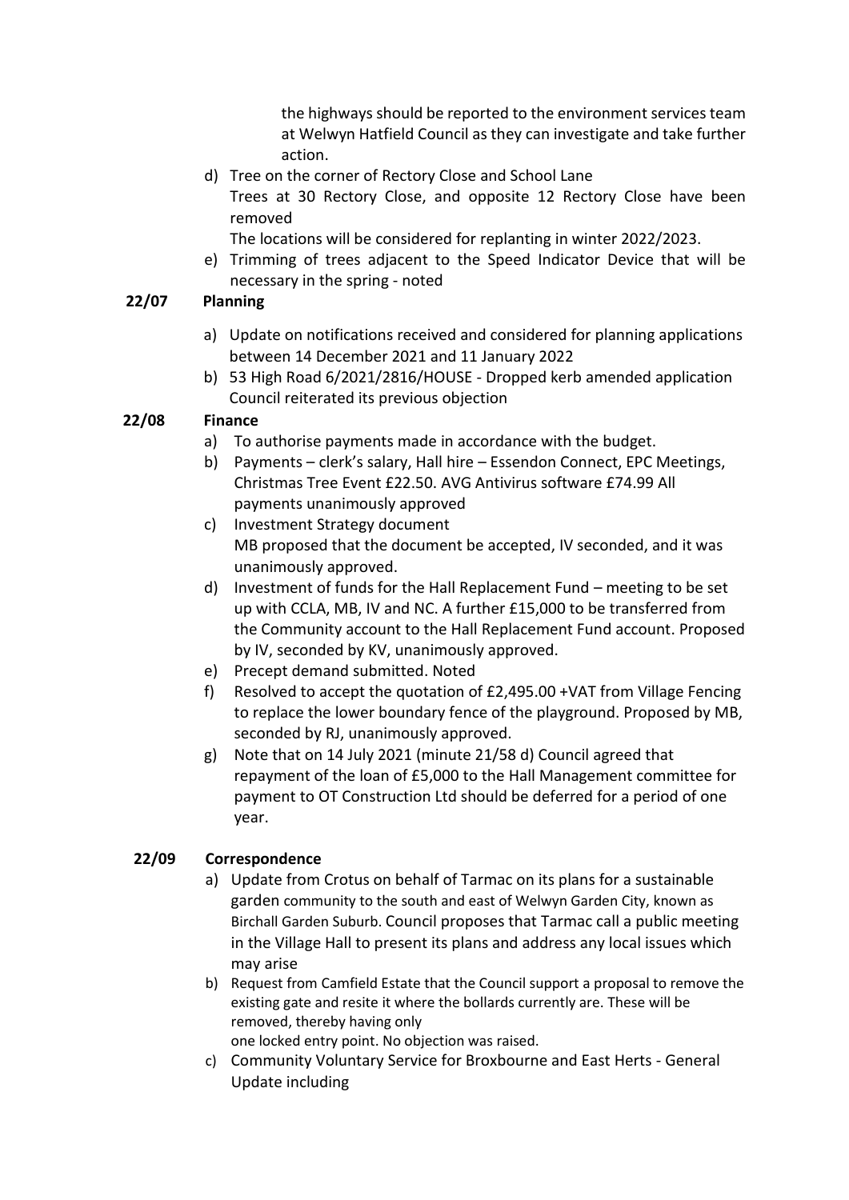the highways should be reported to the environment services team at Welwyn Hatfield Council as they can investigate and take further action.

d) Tree on the corner of Rectory Close and School Lane
   Trees at 30 Rectory Close, and opposite 12 Rectory Close have been removed
   The locations will be considered for replanting in winter 2022/2023.
e) Trimming of trees adjacent to the Speed Indicator Device that will be necessary in the spring - noted

**22/07 Planning**

a) Update on notifications received and considered for planning applications between 14 December 2021 and 11 January 2022
b) 53 High Road 6/2021/2816/HOUSE - Dropped kerb amended application
   Council reiterated its previous objection

**22/08 Finance**

a) To authorise payments made in accordance with the budget.
b) Payments – clerk's salary, Hall hire – Essendon Connect, EPC Meetings, Christmas Tree Event £22.50. AVG Antivirus software £74.99 All payments unanimously approved
c) Investment Strategy document
   MB proposed that the document be accepted, IV seconded, and it was unanimously approved.
d) Investment of funds for the Hall Replacement Fund – meeting to be set up with CCLA, MB, IV and NC. A further £15,000 to be transferred from the Community account to the Hall Replacement Fund account. Proposed by IV, seconded by KV, unanimously approved.
e) Precept demand submitted. Noted
f) Resolved to accept the quotation of £2,495.00 +VAT from Village Fencing to replace the lower boundary fence of the playground. Proposed by MB, seconded by RJ, unanimously approved.
g) Note that on 14 July 2021 (minute 21/58 d) Council agreed that repayment of the loan of £5,000 to the Hall Management committee for payment to OT Construction Ltd should be deferred for a period of one year.

**22/09 Correspondence**

a) Update from Crotus on behalf of Tarmac on its plans for a sustainable garden community to the south and east of Welwyn Garden City, known as Birchall Garden Suburb. Council proposes that Tarmac call a public meeting in the Village Hall to present its plans and address any local issues which may arise
b) Request from Camfield Estate that the Council support a proposal to remove the existing gate and resite it where the bollards currently are. These will be removed, thereby having only
   one locked entry point. No objection was raised.
c) Community Voluntary Service for Broxbourne and East Herts - General Update including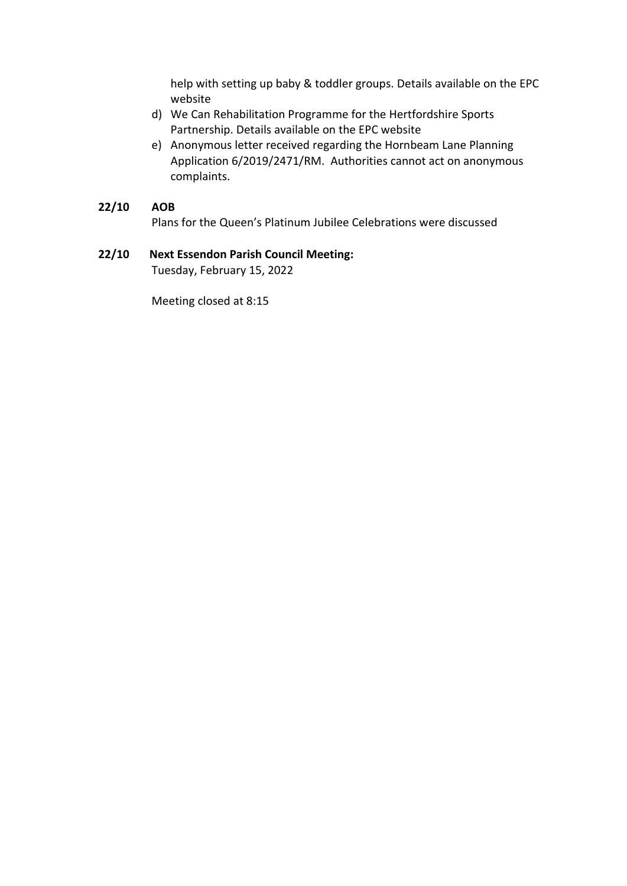help with setting up baby & toddler groups. Details available on the EPC website

d) We Can Rehabilitation Programme for the Hertfordshire Sports Partnership. Details available on the EPC website
e) Anonymous letter received regarding the Hornbeam Lane Planning Application 6/2019/2471/RM. Authorities cannot act on anonymous complaints.

**22/10 AOB**

Plans for the Queen's Platinum Jubilee Celebrations were discussed

**22/10 Next Essendon Parish Council Meeting:**

Tuesday, February 15, 2022

Meeting closed at 8:15